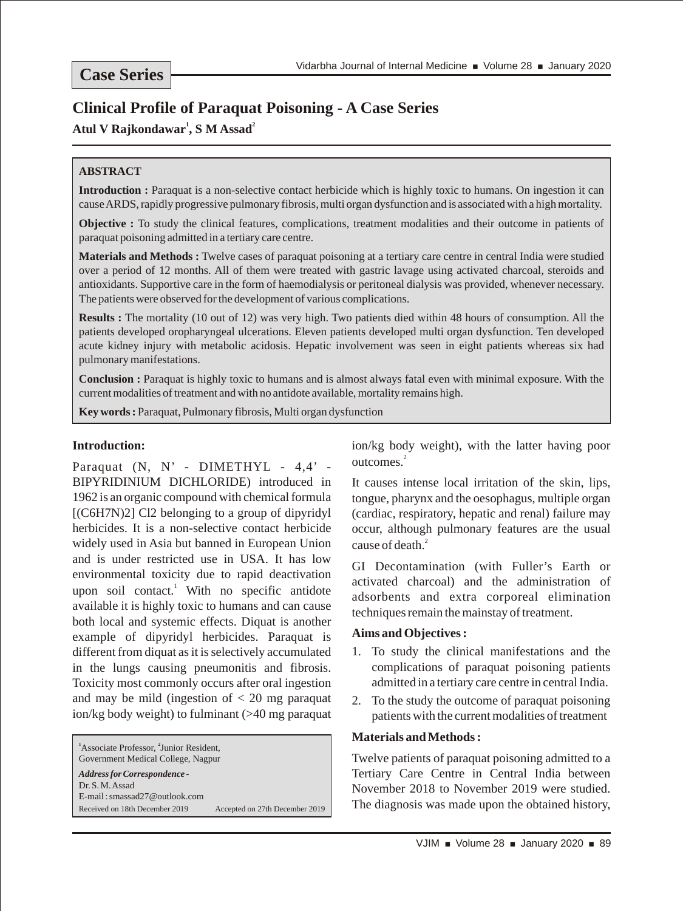**Case Series**

# Clinical Profile of Paraquat Poisoning - A Case Series

**Atul V Rajkondawar[1], S M Assad[2]**

> **ABSTRACT**
>
> **Introduction :** Paraquat is a non-selective contact herbicide which is highly toxic to humans. On ingestion it can cause ARDS, rapidly progressive pulmonary fibrosis, multi organ dysfunction and is associated with a high mortality.
>
> **Objective :** To study the clinical features, complications, treatment modalities and their outcome in patients of paraquat poisoning admitted in a tertiary care centre.
>
> **Materials and Methods :** Twelve cases of paraquat poisoning at a tertiary care centre in central India were studied over a period of 12 months. All of them were treated with gastric lavage using activated charcoal, steroids and antioxidants. Supportive care in the form of haemodialysis or peritoneal dialysis was provided, whenever necessary. The patients were observed for the development of various complications.
>
> **Results :** The mortality (10 out of 12) was very high. Two patients died within 48 hours of consumption. All the patients developed oropharyngeal ulcerations. Eleven patients developed multi organ dysfunction. Ten developed acute kidney injury with metabolic acidosis. Hepatic involvement was seen in eight patients whereas six had pulmonary manifestations.
>
> **Conclusion :** Paraquat is highly toxic to humans and is almost always fatal even with minimal exposure. With the current modalities of treatment and with no antidote available, mortality remains high.
>
> **Key words :** Paraquat, Pulmonary fibrosis, Multi organ dysfunction

## Introduction:

Paraquat (N, N' - DIMETHYL - 4,4' - BIPYRIDINIUM DICHLORIDE) introduced in 1962 is an organic compound with chemical formula $[(C_6H_7N)_2]Cl_2$ belonging to a group of dipyridyl herbicides. It is a non-selective contact herbicide widely used in Asia but banned in European Union and is under restricted use in USA. It has low environmental toxicity due to rapid deactivation upon soil contact.[1] With no specific antidote available it is highly toxic to humans and can cause both local and systemic effects. Diquat is another example of dipyridyl herbicides. Paraquat is different from diquat as it is selectively accumulated in the lungs causing pneumonitis and fibrosis. Toxicity most commonly occurs after oral ingestion and may be mild (ingestion of < 20 mg paraquat ion/kg body weight) to fulminant (>40 mg paraquat ion/kg body weight), with the latter having poor outcomes.[2]

It causes intense local irritation of the skin, lips, tongue, pharynx and the oesophagus, multiple organ (cardiac, respiratory, hepatic and renal) failure may occur, although pulmonary features are the usual cause of death.[2]

GI Decontamination (with Fuller's Earth or activated charcoal) and the administration of adsorbents and extra corporeal elimination techniques remain the mainstay of treatment.

### Aims and Objectives :

1. To study the clinical manifestations and the complications of paraquat poisoning patients admitted in a tertiary care centre in central India.
2. To the study the outcome of paraquat poisoning patients with the current modalities of treatment

### Materials and Methods :

Twelve patients of paraquat poisoning admitted to a Tertiary Care Centre in Central India between November 2018 to November 2019 were studied. The diagnosis was made upon the obtained history,

---

[1]Associate Professor, [2]Junior Resident,
Government Medical College, Nagpur

*Address for Correspondence -*
Dr. S. M. Assad
E-mail : smassad27@outlook.com
Received on 18th December 2019 Accepted on 27th December 2019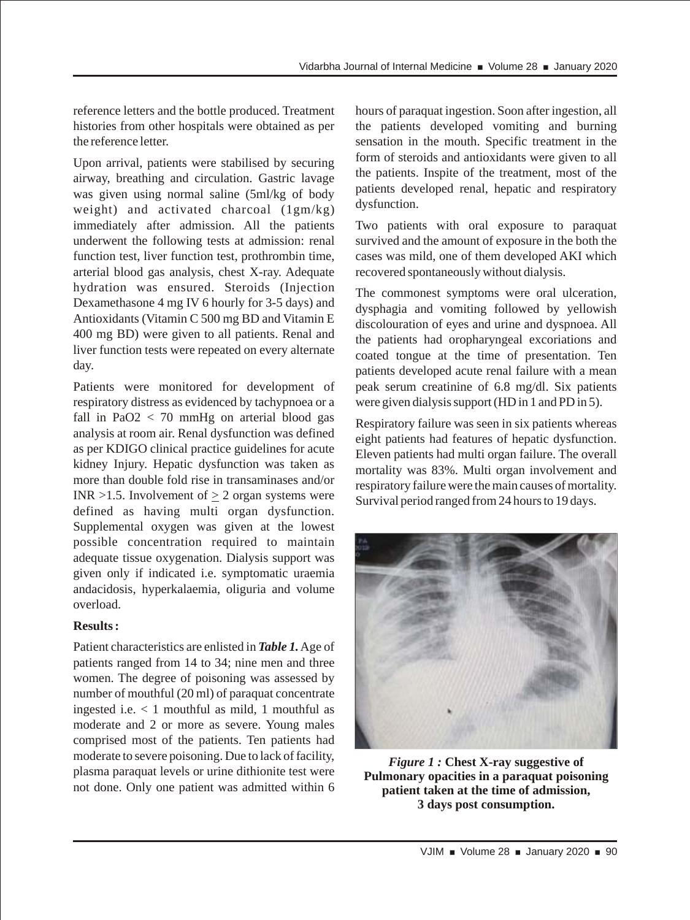reference letters and the bottle produced. Treatment histories from other hospitals were obtained as per the reference letter.

Upon arrival, patients were stabilised by securing airway, breathing and circulation. Gastric lavage was given using normal saline (5ml/kg of body weight) and activated charcoal (1gm/kg) immediately after admission. All the patients underwent the following tests at admission: renal function test, liver function test, prothrombin time, arterial blood gas analysis, chest X-ray. Adequate hydration was ensured. Steroids (Injection Dexamethasone 4 mg IV 6 hourly for 3-5 days) and Antioxidants (Vitamin C 500 mg BD and Vitamin E 400 mg BD) were given to all patients. Renal and liver function tests were repeated on every alternate day.

Patients were monitored for development of respiratory distress as evidenced by tachypnoea or a fall in $PaO_2 < 70$ mmHg on arterial blood gas analysis at room air. Renal dysfunction was defined as per KDIGO clinical practice guidelines for acute kidney Injury. Hepatic dysfunction was taken as more than double fold rise in transaminases and/or INR >1.5. Involvement of $\geq 2$ organ systems were defined as having multi organ dysfunction. Supplemental oxygen was given at the lowest possible concentration required to maintain adequate tissue oxygenation. Dialysis support was given only if indicated i.e. symptomatic uraemia andacidosis, hyperkalaemia, oliguria and volume overload.

## Results :

Patient characteristics are enlisted in ***Table 1.*** Age of patients ranged from 14 to 34; nine men and three women. The degree of poisoning was assessed by number of mouthful (20 ml) of paraquat concentrate ingested i.e. < 1 mouthful as mild, 1 mouthful as moderate and 2 or more as severe. Young males comprised most of the patients. Ten patients had moderate to severe poisoning. Due to lack of facility, plasma paraquat levels or urine dithionite test were not done. Only one patient was admitted within 6 hours of paraquat ingestion. Soon after ingestion, all the patients developed vomiting and burning sensation in the mouth. Specific treatment in the form of steroids and antioxidants were given to all the patients. Inspite of the treatment, most of the patients developed renal, hepatic and respiratory dysfunction.

Two patients with oral exposure to paraquat survived and the amount of exposure in the both the cases was mild, one of them developed AKI which recovered spontaneously without dialysis.

The commonest symptoms were oral ulceration, dysphagia and vomiting followed by yellowish discolouration of eyes and urine and dyspnoea. All the patients had oropharyngeal excoriations and coated tongue at the time of presentation. Ten patients developed acute renal failure with a mean peak serum creatinine of 6.8 mg/dl. Six patients were given dialysis support (HD in 1 and PD in 5).

Respiratory failure was seen in six patients whereas eight patients had features of hepatic dysfunction. Eleven patients had multi organ failure. The overall mortality was 83%. Multi organ involvement and respiratory failure were the main causes of mortality. Survival period ranged from 24 hours to 19 days.

***Figure 1 :*** **Chest X-ray suggestive of Pulmonary opacities in a paraquat poisoning patient taken at the time of admission, 3 days post consumption.**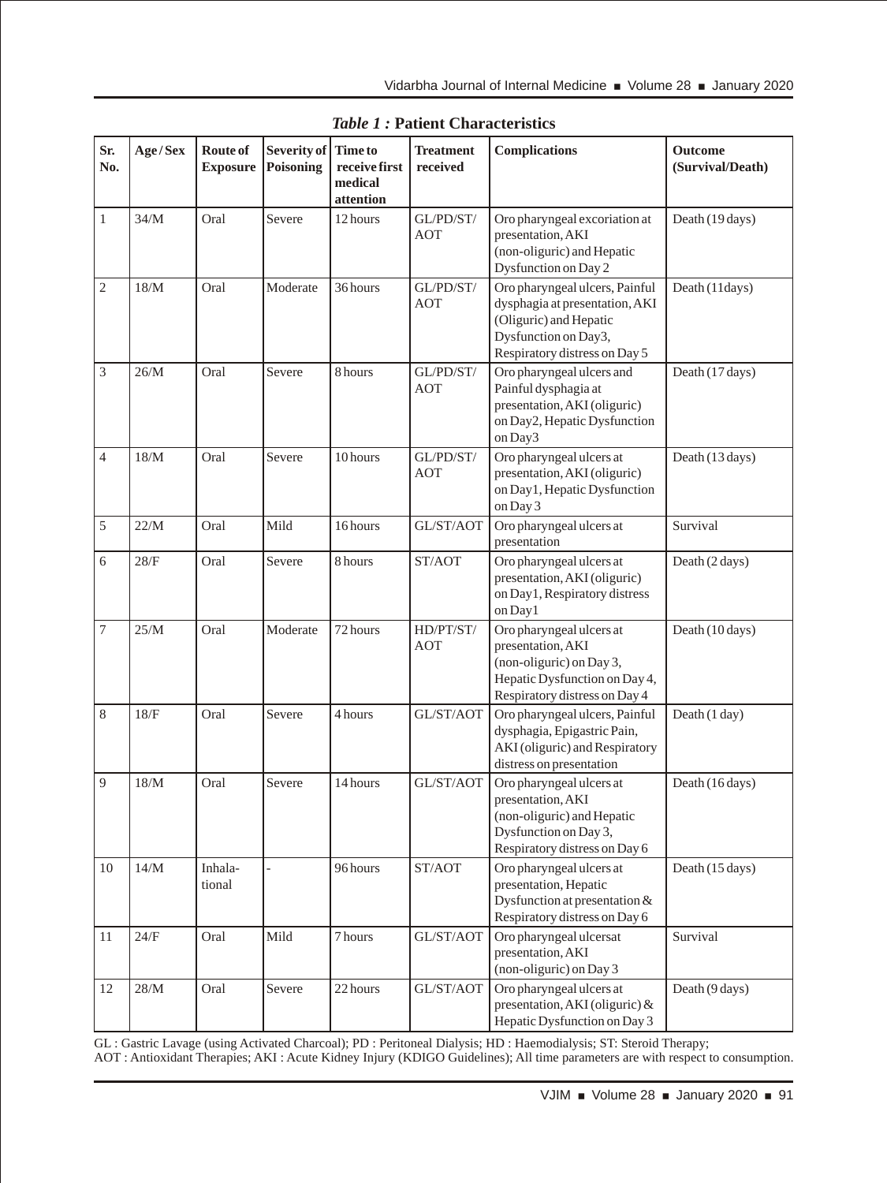*Table 1 :* **Patient Characteristics**

| Sr. No. | Age / Sex | Route of Exposure | Severity of Poisoning | Time to receive first medical attention | Treatment received | Complications | Outcome (Survival/Death) |
|---|---|---|---|---|---|---|---|
| 1 | 34/M | Oral | Severe | 12 hours | GL/PD/ST/AOT | Oro pharyngeal excoriation at presentation, AKI (non-oliguric) and Hepatic Dysfunction on Day 2 | Death (19 days) |
| 2 | 18/M | Oral | Moderate | 36 hours | GL/PD/ST/AOT | Oro pharyngeal ulcers, Painful dysphagia at presentation, AKI (Oliguric) and Hepatic Dysfunction on Day3, Respiratory distress on Day 5 | Death (11days) |
| 3 | 26/M | Oral | Severe | 8 hours | GL/PD/ST/AOT | Oro pharyngeal ulcers and Painful dysphagia at presentation, AKI (oliguric) on Day2, Hepatic Dysfunction on Day3 | Death (17 days) |
| 4 | 18/M | Oral | Severe | 10 hours | GL/PD/ST/AOT | Oro pharyngeal ulcers at presentation, AKI (oliguric) on Day1, Hepatic Dysfunction on Day 3 | Death (13 days) |
| 5 | 22/M | Oral | Mild | 16 hours | GL/ST/AOT | Oro pharyngeal ulcers at presentation | Survival |
| 6 | 28/F | Oral | Severe | 8 hours | ST/AOT | Oro pharyngeal ulcers at presentation, AKI (oliguric) on Day1, Respiratory distress on Day1 | Death (2 days) |
| 7 | 25/M | Oral | Moderate | 72 hours | HD/PT/ST/AOT | Oro pharyngeal ulcers at presentation, AKI (non-oliguric) on Day 3, Hepatic Dysfunction on Day 4, Respiratory distress on Day 4 | Death (10 days) |
| 8 | 18/F | Oral | Severe | 4 hours | GL/ST/AOT | Oro pharyngeal ulcers, Painful dysphagia, Epigastric Pain, AKI (oliguric) and Respiratory distress on presentation | Death (1 day) |
| 9 | 18/M | Oral | Severe | 14 hours | GL/ST/AOT | Oro pharyngeal ulcers at presentation, AKI (non-oliguric) and Hepatic Dysfunction on Day 3, Respiratory distress on Day 6 | Death (16 days) |
| 10 | 14/M | Inhala-tional | - | 96 hours | ST/AOT | Oro pharyngeal ulcers at presentation, Hepatic Dysfunction at presentation & Respiratory distress on Day 6 | Death (15 days) |
| 11 | 24/F | Oral | Mild | 7 hours | GL/ST/AOT | Oro pharyngeal ulcersat presentation, AKI (non-oliguric) on Day 3 | Survival |
| 12 | 28/M | Oral | Severe | 22 hours | GL/ST/AOT | Oro pharyngeal ulcers at presentation, AKI (oliguric) & Hepatic Dysfunction on Day 3 | Death (9 days) |

GL : Gastric Lavage (using Activated Charcoal); PD : Peritoneal Dialysis; HD : Haemodialysis; ST: Steroid Therapy;
AOT : Antioxidant Therapies; AKI : Acute Kidney Injury (KDIGO Guidelines); All time parameters are with respect to consumption.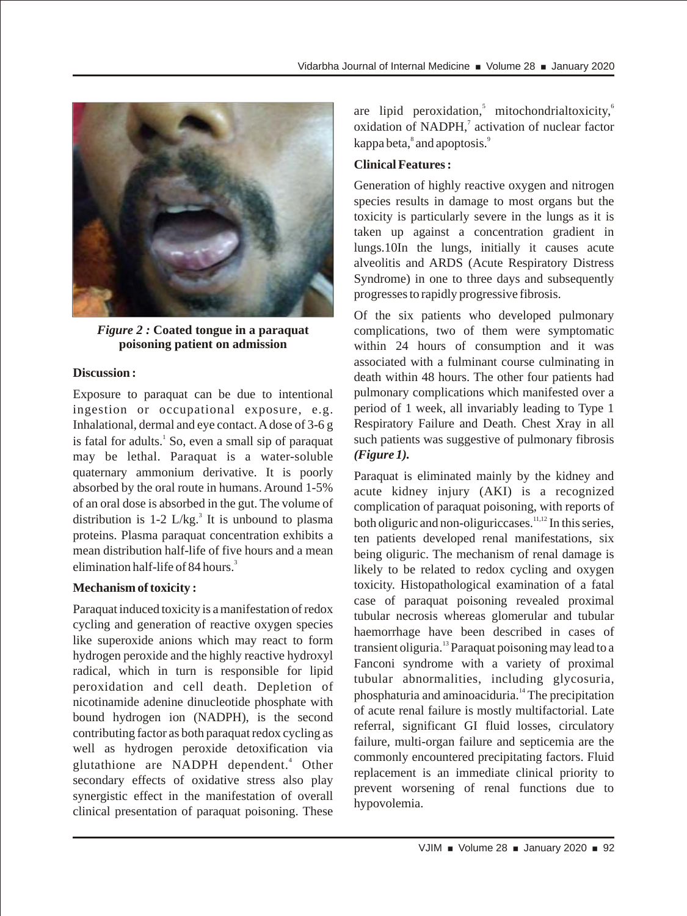*Figure 2 :* **Coated tongue in a paraquat poisoning patient on admission**

## Discussion :

Exposure to paraquat can be due to intentional ingestion or occupational exposure, e.g. Inhalational, dermal and eye contact. A dose of 3-6 g is fatal for adults.[1] So, even a small sip of paraquat may be lethal. Paraquat is a water-soluble quaternary ammonium derivative. It is poorly absorbed by the oral route in humans. Around 1-5% of an oral dose is absorbed in the gut. The volume of distribution is 1-2 L/kg.[3] It is unbound to plasma proteins. Plasma paraquat concentration exhibits a mean distribution half-life of five hours and a mean elimination half-life of 84 hours.[3]

## Mechanism of toxicity :

Paraquat induced toxicity is a manifestation of redox cycling and generation of reactive oxygen species like superoxide anions which may react to form hydrogen peroxide and the highly reactive hydroxyl radical, which in turn is responsible for lipid peroxidation and cell death. Depletion of nicotinamide adenine dinucleotide phosphate with bound hydrogen ion (NADPH), is the second contributing factor as both paraquat redox cycling as well as hydrogen peroxide detoxification via glutathione are NADPH dependent.[4] Other secondary effects of oxidative stress also play synergistic effect in the manifestation of overall clinical presentation of paraquat poisoning. These are lipid peroxidation,[5] mitochondrialtoxicity,[6] oxidation of NADPH,[7] activation of nuclear factor kappa beta,[8] and apoptosis.[9]

## Clinical Features :

Generation of highly reactive oxygen and nitrogen species results in damage to most organs but the toxicity is particularly severe in the lungs as it is taken up against a concentration gradient in lungs.10In the lungs, initially it causes acute alveolitis and ARDS (Acute Respiratory Distress Syndrome) in one to three days and subsequently progresses to rapidly progressive fibrosis.

Of the six patients who developed pulmonary complications, two of them were symptomatic within 24 hours of consumption and it was associated with a fulminant course culminating in death within 48 hours. The other four patients had pulmonary complications which manifested over a period of 1 week, all invariably leading to Type 1 Respiratory Failure and Death. Chest Xray in all such patients was suggestive of pulmonary fibrosis ***(Figure 1).***

Paraquat is eliminated mainly by the kidney and acute kidney injury (AKI) is a recognized complication of paraquat poisoning, with reports of both oliguric and non-oliguriccases.[11,12] In this series, ten patients developed renal manifestations, six being oliguric. The mechanism of renal damage is likely to be related to redox cycling and oxygen toxicity. Histopathological examination of a fatal case of paraquat poisoning revealed proximal tubular necrosis whereas glomerular and tubular haemorrhage have been described in cases of transient oliguria.[13] Paraquat poisoning may lead to a Fanconi syndrome with a variety of proximal tubular abnormalities, including glycosuria, phosphaturia and aminoaciduria.[14] The precipitation of acute renal failure is mostly multifactorial. Late referral, significant GI fluid losses, circulatory failure, multi-organ failure and septicemia are the commonly encountered precipitating factors. Fluid replacement is an immediate clinical priority to prevent worsening of renal functions due to hypovolemia.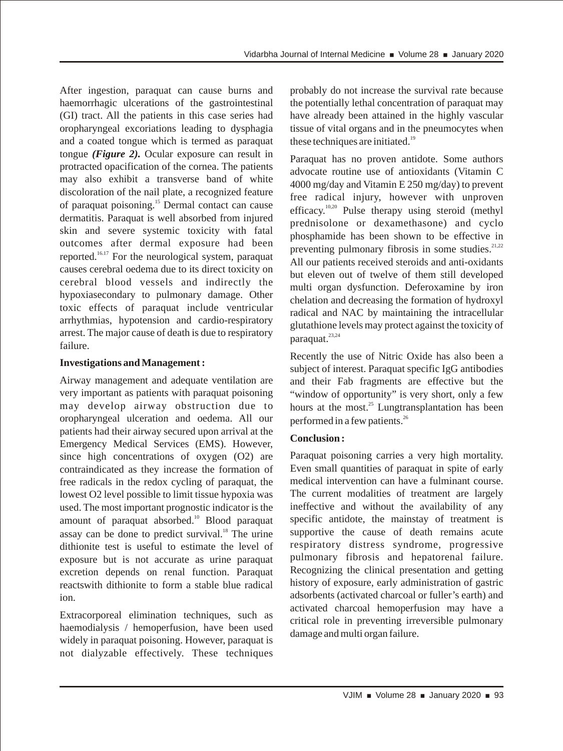After ingestion, paraquat can cause burns and haemorrhagic ulcerations of the gastrointestinal (GI) tract. All the patients in this case series had oropharyngeal excoriations leading to dysphagia and a coated tongue which is termed as paraquat tongue ***(Figure 2)***. Ocular exposure can result in protracted opacification of the cornea. The patients may also exhibit a transverse band of white discoloration of the nail plate, a recognized feature of paraquat poisoning.[15] Dermal contact can cause dermatitis. Paraquat is well absorbed from injured skin and severe systemic toxicity with fatal outcomes after dermal exposure had been reported.[16,17] For the neurological system, paraquat causes cerebral oedema due to its direct toxicity on cerebral blood vessels and indirectly the hypoxiasecondary to pulmonary damage. Other toxic effects of paraquat include ventricular arrhythmias, hypotension and cardio-respiratory arrest. The major cause of death is due to respiratory failure.

**Investigations and Management :**

Airway management and adequate ventilation are very important as patients with paraquat poisoning may develop airway obstruction due to oropharyngeal ulceration and oedema. All our patients had their airway secured upon arrival at the Emergency Medical Services (EMS). However, since high concentrations of oxygen (O2) are contraindicated as they increase the formation of free radicals in the redox cycling of paraquat, the lowest O2 level possible to limit tissue hypoxia was used. The most important prognostic indicator is the amount of paraquat absorbed.[10] Blood paraquat assay can be done to predict survival.[18] The urine dithionite test is useful to estimate the level of exposure but is not accurate as urine paraquat excretion depends on renal function. Paraquat reactswith dithionite to form a stable blue radical ion.

Extracorporeal elimination techniques, such as haemodialysis / hemoperfusion, have been used widely in paraquat poisoning. However, paraquat is not dialyzable effectively. These techniques probably do not increase the survival rate because the potentially lethal concentration of paraquat may have already been attained in the highly vascular tissue of vital organs and in the pneumocytes when these techniques are initiated.[19]

Paraquat has no proven antidote. Some authors advocate routine use of antioxidants (Vitamin C 4000 mg/day and Vitamin E 250 mg/day) to prevent free radical injury, however with unproven efficacy.[10,20] Pulse therapy using steroid (methyl prednisolone or dexamethasone) and cyclo phosphamide has been shown to be effective in preventing pulmonary fibrosis in some studies.[21,22] All our patients received steroids and anti-oxidants but eleven out of twelve of them still developed multi organ dysfunction. Deferoxamine by iron chelation and decreasing the formation of hydroxyl radical and NAC by maintaining the intracellular glutathione levels may protect against the toxicity of paraquat.[23,24]

Recently the use of Nitric Oxide has also been a subject of interest. Paraquat specific IgG antibodies and their Fab fragments are effective but the "window of opportunity" is very short, only a few hours at the most.[25] Lungtransplantation has been performed in a few patients.[26]

**Conclusion :**

Paraquat poisoning carries a very high mortality. Even small quantities of paraquat in spite of early medical intervention can have a fulminant course. The current modalities of treatment are largely ineffective and without the availability of any specific antidote, the mainstay of treatment is supportive the cause of death remains acute respiratory distress syndrome, progressive pulmonary fibrosis and hepatorenal failure. Recognizing the clinical presentation and getting history of exposure, early administration of gastric adsorbents (activated charcoal or fuller's earth) and activated charcoal hemoperfusion may have a critical role in preventing irreversible pulmonary damage and multi organ failure.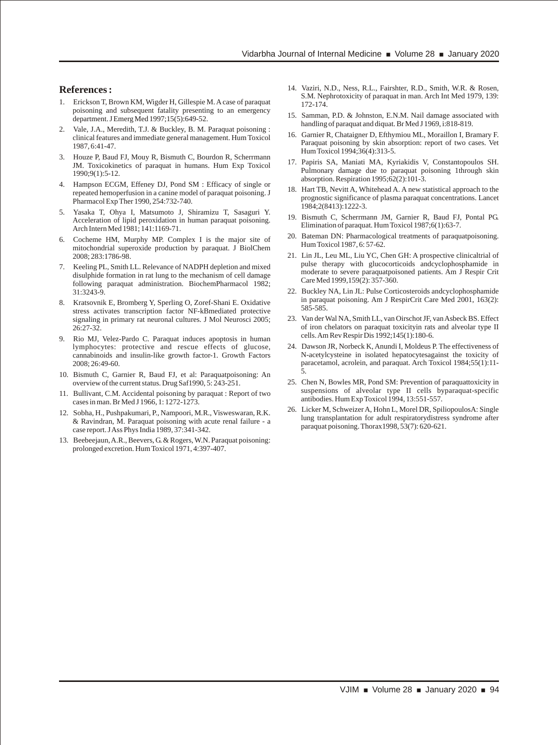## References :

1. Erickson T, Brown KM, Wigder H, Gillespie M. A case of paraquat poisoning and subsequent fatality presenting to an emergency department. J Emerg Med 1997;15(5):649-52.
2. Vale, J.A., Meredith, T.J. & Buckley, B. M. Paraquat poisoning : clinical features and immediate general management. Hum Toxicol 1987, 6:41-47.
3. Houze P, Baud FJ, Mouy R, Bismuth C, Bourdon R, Scherrmann JM. Toxicokinetics of paraquat in humans. Hum Exp Toxicol 1990;9(1):5-12.
4. Hampson ECGM, Effeney DJ, Pond SM : Efficacy of single or repeated hemoperfusion in a canine model of paraquat poisoning. J Pharmacol Exp Ther 1990, 254:732-740.
5. Yasaka T, Ohya I, Matsumoto J, Shiramizu T, Sasaguri Y. Acceleration of lipid peroxidation in human paraquat poisoning. Arch Intern Med 1981; 141:1169-71.
6. Cocheme HM, Murphy MP. Complex I is the major site of mitochondrial superoxide production by paraquat. J BiolChem 2008; 283:1786-98.
7. Keeling PL, Smith LL. Relevance of NADPH depletion and mixed disulphide formation in rat lung to the mechanism of cell damage following paraquat administration. BiochemPharmacol 1982; 31:3243-9.
8. Kratsovnik E, Bromberg Y, Sperling O, Zoref-Shani E. Oxidative stress activates transcription factor NF-kBmediated protective signaling in primary rat neuronal cultures. J Mol Neurosci 2005; 26:27-32.
9. Rio MJ, Velez-Pardo C. Paraquat induces apoptosis in human lymphocytes: protective and rescue effects of glucose, cannabinoids and insulin-like growth factor-1. Growth Factors 2008; 26:49-60.
10. Bismuth C, Garnier R, Baud FJ, et al: Paraquatpoisoning: An overview of the current status. Drug Saf1990, 5: 243-251.
11. Bullivant, C.M. Accidental poisoning by paraquat : Report of two cases in man. Br Med J 1966, 1: 1272-1273.
12. Sobha, H., Pushpakumari, P., Nampoori, M.R., Visweswaran, R.K. & Ravindran, M. Paraquat poisoning with acute renal failure - a case report. J Ass Phys India 1989, 37:341-342.
13. Beebeejaun, A.R., Beevers, G. & Rogers, W.N. Paraquat poisoning: prolonged excretion. Hum Toxicol 1971, 4:397-407.
14. Vaziri, N.D., Ness, R.L., Fairshter, R.D., Smith, W.R. & Rosen, S.M. Nephrotoxicity of paraquat in man. Arch Int Med 1979, 139: 172-174.
15. Samman, P.D. & Johnston, E.N.M. Nail damage associated with handling of paraquat and diquat. Br Med J 1969, i:818-819.
16. Garnier R, Chataigner D, Efthymiou ML, Moraillon I, Bramary F. Paraquat poisoning by skin absorption: report of two cases. Vet Hum Toxicol 1994;36(4):313-5.
17. Papiris SA, Maniati MA, Kyriakidis V, Constantopoulos SH. Pulmonary damage due to paraquat poisoning 1through skin absorption. Respiration 1995;62(2):101-3.
18. Hart TB, Nevitt A, Whitehead A. A new statistical approach to the prognostic significance of plasma paraquat concentrations. Lancet 1984;2(8413):1222-3.
19. Bismuth C, Scherrmann JM, Garnier R, Baud FJ, Pontal PG. Elimination of paraquat. Hum Toxicol 1987;6(1):63-7.
20. Bateman DN: Pharmacological treatments of paraquatpoisoning. Hum Toxicol 1987, 6: 57-62.
21. Lin JL, Leu ML, Liu YC, Chen GH: A prospective clinicaltrial of pulse therapy with glucocorticoids andcyclophosphamide in moderate to severe paraquatpoisoned patients. Am J Respir Crit Care Med 1999,159(2): 357-360.
22. Buckley NA, Lin JL: Pulse Corticosteroids andcyclophosphamide in paraquat poisoning. Am J RespirCrit Care Med 2001, 163(2): 585-585.
23. Van der Wal NA, Smith LL, van Oirschot JF, van Asbeck BS. Effect of iron chelators on paraquat toxicityin rats and alveolar type II cells. Am Rev Respir Dis 1992;145(1):180-6.
24. Dawson JR, Norbeck K, Anundi I, Moldeus P. The effectiveness of N-acetylcysteine in isolated hepatocytesagainst the toxicity of paracetamol, acrolein, and paraquat. Arch Toxicol 1984;55(1):11-5.
25. Chen N, Bowles MR, Pond SM: Prevention of paraquattoxicity in suspensions of alveolar type II cells byparaquat-specific antibodies. Hum Exp Toxicol 1994, 13:551-557.
26. Licker M, Schweizer A, Hohn L, Morel DR, SpiliopoulosA: Single lung transplantation for adult respiratorydistress syndrome after paraquat poisoning. Thorax1998, 53(7): 620-621.